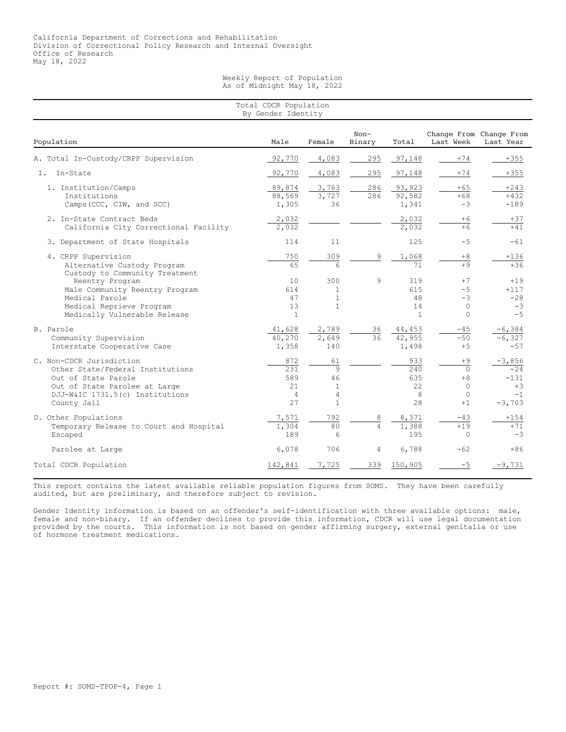California Department of Corrections and Rehabilitation
Division of Correctional Policy Research and Internal Oversight
Office of Research
May 18, 2022

# Weekly Report of Population
## As of Midnight May 18, 2022

### Total CDCR Population By Gender Identity

| Population | Male | Female | Non-Binary | Total | Change From Last Week | Change From Last Year |
|---|---|---|---|---|---|---|
| A. Total In-Custody/CRPP Supervision | 92,770 | 4,083 | 295 | 97,148 | +74 | +355 |
| I. In-State | 92,770 | 4,083 | 295 | 97,148 | +74 | +355 |
| 1. Institution/Camps | 89,874 | 3,763 | 286 | 93,923 | +65 | +243 |
| Institutions | 88,569 | 3,727 | 286 | 92,582 | +68 | +432 |
| Camps(CCC, CIW, and SCC) | 1,305 | 36 | | 1,341 | -3 | -189 |
| 2. In-State Contract Beds | 2,032 | | | 2,032 | +6 | +37 |
| California City Correctional Facility | 2,032 | | | 2,032 | +6 | +41 |
| 3. Department of State Hospitals | 114 | 11 | | 125 | -5 | -61 |
| 4. CRPP Supervision | 750 | 309 | 9 | 1,068 | +8 | +136 |
| Alternative Custody Program | 65 | 6 | | 71 | +9 | +36 |
| Custody to Community Treatment Reentry Program | 10 | 300 | 9 | 319 | +7 | +19 |
| Male Community Reentry Program | 614 | 1 | | 615 | -5 | +117 |
| Medical Parole | 47 | 1 | | 48 | -3 | -28 |
| Medical Reprieve Program | 13 | 1 | | 14 | 0 | -3 |
| Medically Vulnerable Release | 1 | | | 1 | 0 | -5 |
| B. Parole | 41,628 | 2,789 | 36 | 44,453 | -45 | -6,384 |
| Community Supervision | 40,270 | 2,649 | 36 | 42,955 | -50 | -6,327 |
| Interstate Cooperative Case | 1,358 | 140 | | 1,498 | +5 | -57 |
| C. Non-CDCR Jurisdiction | 872 | 61 | | 933 | +9 | -3,856 |
| Other State/Federal Institutions | 231 | 9 | | 240 | 0 | -24 |
| Out of State Parole | 589 | 46 | | 635 | +8 | -131 |
| Out of State Parolee at Large | 21 | 1 | | 22 | 0 | +3 |
| DJJ-W&IC 1731.5(c) Institutions | 4 | 4 | | 8 | 0 | -1 |
| County Jail | 27 | 1 | | 28 | +1 | -3,703 |
| D. Other Populations | 7,571 | 792 | 8 | 8,371 | -43 | +154 |
| Temporary Release to Court and Hospital | 1,304 | 80 | 4 | 1,388 | +19 | +71 |
| Escaped | 189 | 6 | | 195 | 0 | -3 |
| Parolee at Large | 6,078 | 706 | 4 | 6,788 | -62 | +86 |
| Total CDCR Population | 142,841 | 7,725 | 339 | 150,905 | -5 | -9,731 |

This report contains the latest available reliable population figures from SOMS. They have been carefully audited, but are preliminary, and therefore subject to revision.

Gender Identity information is based on an offender's self-identification with three available options: male, female and non-binary. If an offender declines to provide this information, CDCR will use legal documentation provided by the courts. This information is not based on gender affirming surgery, external genitalia or use of hormone treatment medications.

Report #: SOMS-TPOP-4, Page 1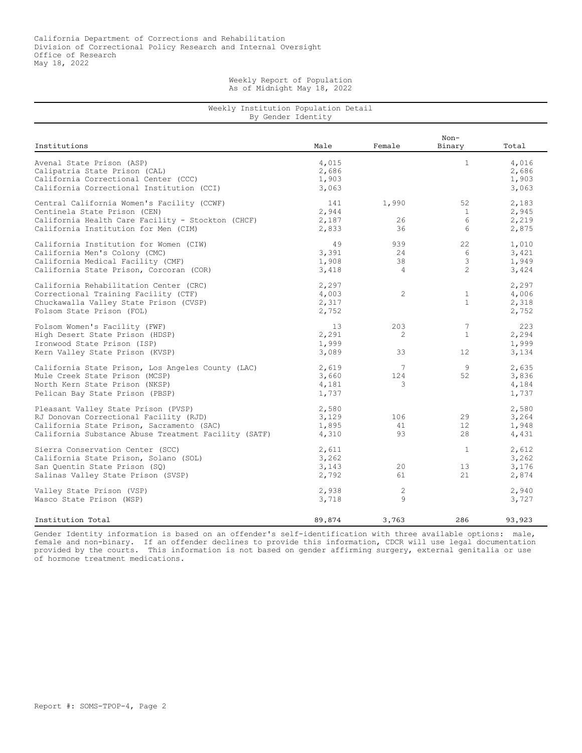California Department of Corrections and Rehabilitation
Division of Correctional Policy Research and Internal Oversight
Office of Research
May 18, 2022

Weekly Report of Population
As of Midnight May 18, 2022

## Weekly Institution Population Detail
### By Gender Identity

| Institutions | Male | Female | Non-Binary | Total |
|---|---|---|---|---|
| Avenal State Prison (ASP) | 4,015 | | 1 | 4,016 |
| Calipatria State Prison (CAL) | 2,686 | | | 2,686 |
| California Correctional Center (CCC) | 1,903 | | | 1,903 |
| California Correctional Institution (CCI) | 3,063 | | | 3,063 |
| Central California Women's Facility (CCWF) | 141 | 1,990 | 52 | 2,183 |
| Centinela State Prison (CEN) | 2,944 | | 1 | 2,945 |
| California Health Care Facility - Stockton (CHCF) | 2,187 | 26 | 6 | 2,219 |
| California Institution for Men (CIM) | 2,833 | 36 | 6 | 2,875 |
| California Institution for Women (CIW) | 49 | 939 | 22 | 1,010 |
| California Men's Colony (CMC) | 3,391 | 24 | 6 | 3,421 |
| California Medical Facility (CMF) | 1,908 | 38 | 3 | 1,949 |
| California State Prison, Corcoran (COR) | 3,418 | 4 | 2 | 3,424 |
| California Rehabilitation Center (CRC) | 2,297 | | | 2,297 |
| Correctional Training Facility (CTF) | 4,003 | 2 | 1 | 4,006 |
| Chuckawalla Valley State Prison (CVSP) | 2,317 | | 1 | 2,318 |
| Folsom State Prison (FOL) | 2,752 | | | 2,752 |
| Folsom Women's Facility (FWF) | 13 | 203 | 7 | 223 |
| High Desert State Prison (HDSP) | 2,291 | 2 | 1 | 2,294 |
| Ironwood State Prison (ISP) | 1,999 | | | 1,999 |
| Kern Valley State Prison (KVSP) | 3,089 | 33 | 12 | 3,134 |
| California State Prison, Los Angeles County (LAC) | 2,619 | 7 | 9 | 2,635 |
| Mule Creek State Prison (MCSP) | 3,660 | 124 | 52 | 3,836 |
| North Kern State Prison (NKSP) | 4,181 | 3 | | 4,184 |
| Pelican Bay State Prison (PBSP) | 1,737 | | | 1,737 |
| Pleasant Valley State Prison (PVSP) | 2,580 | | | 2,580 |
| RJ Donovan Correctional Facility (RJD) | 3,129 | 106 | 29 | 3,264 |
| California State Prison, Sacramento (SAC) | 1,895 | 41 | 12 | 1,948 |
| California Substance Abuse Treatment Facility (SATF) | 4,310 | 93 | 28 | 4,431 |
| Sierra Conservation Center (SCC) | 2,611 | | 1 | 2,612 |
| California State Prison, Solano (SOL) | 3,262 | | | 3,262 |
| San Quentin State Prison (SQ) | 3,143 | 20 | 13 | 3,176 |
| Salinas Valley State Prison (SVSP) | 2,792 | 61 | 21 | 2,874 |
| Valley State Prison (VSP) | 2,938 | 2 | | 2,940 |
| Wasco State Prison (WSP) | 3,718 | 9 | | 3,727 |
| Institution Total | 89,874 | 3,763 | 286 | 93,923 |

Gender Identity information is based on an offender's self-identification with three available options: male, female and non-binary. If an offender declines to provide this information, CDCR will use legal documentation provided by the courts. This information is not based on gender affirming surgery, external genitalia or use of hormone treatment medications.

Report #: SOMS-TPOP-4, Page 2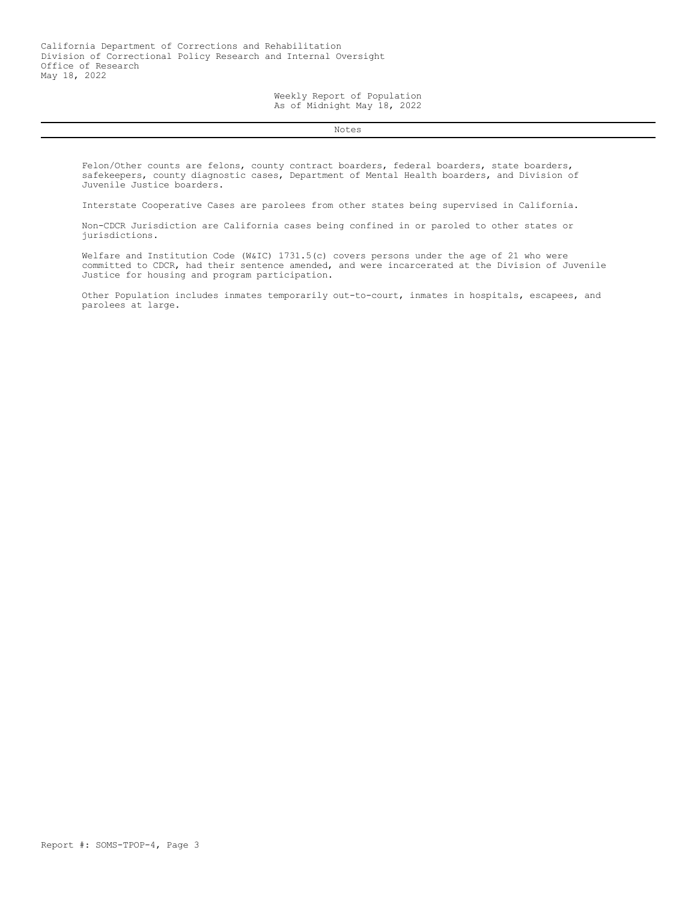California Department of Corrections and Rehabilitation
Division of Correctional Policy Research and Internal Oversight
Office of Research
May 18, 2022

Weekly Report of Population
As of Midnight May 18, 2022

## Notes

Felon/Other counts are felons, county contract boarders, federal boarders, state boarders, safekeepers, county diagnostic cases, Department of Mental Health boarders, and Division of Juvenile Justice boarders.

Interstate Cooperative Cases are parolees from other states being supervised in California.

Non-CDCR Jurisdiction are California cases being confined in or paroled to other states or jurisdictions.

Welfare and Institution Code (W&IC) 1731.5(c) covers persons under the age of 21 who were committed to CDCR, had their sentence amended, and were incarcerated at the Division of Juvenile Justice for housing and program participation.

Other Population includes inmates temporarily out-to-court, inmates in hospitals, escapees, and parolees at large.

Report #: SOMS-TPOP-4